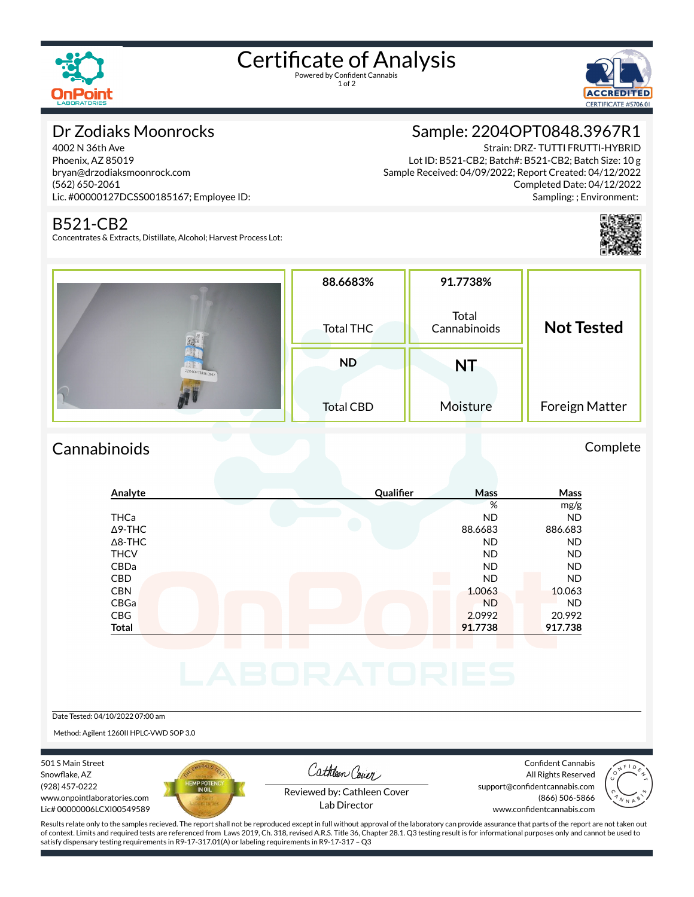# Certificate of Analysis

Powered by Confident Cannabis

## Dr Zodiaks Moonrocks

4002 N 36th Ave
Phoenix, AZ 85019
bryan@drzodiaksmoonrock.com
(562) 650-2061
Lic. #00000127DCSS00185167; Employee ID:

## Sample: 2204OPT0848.3967R1

Strain: DRZ- TUTTI FRUTTI-HYBRID
Lot ID: B521-CB2; Batch#: B521-CB2; Batch Size: 10 g
Sample Received: 04/09/2022; Report Created: 04/12/2022
Completed Date: 04/12/2022
Sampling: ; Environment:

## B521-CB2

Concentrates & Extracts, Distillate, Alcohol; Harvest Process Lot:

| 88.6683% | 91.7738% | Not Tested |
|---|---|---|
| Total THC | Total Cannabinoids | Foreign Matter |
| **ND** | **NT** | |
| Total CBD | Moisture | |

## Cannabinoids

Complete

| Analyte | Qualifier | Mass | Mass |
|---|---|---|---|
| | | % | mg/g |
| THCa | | ND | ND |
| Δ9-THC | | 88.6683 | 886.683 |
| Δ8-THC | | ND | ND |
| THCV | | ND | ND |
| CBDa | | ND | ND |
| CBD | | ND | ND |
| CBN | | 1.0063 | 10.063 |
| CBGa | | ND | ND |
| CBG | | 2.0992 | 20.992 |
| **Total** | | **91.7738** | **917.738** |

Date Tested: 04/10/2022 07:00 am

Method: Agilent 1260II HPLC-VWD SOP 3.0

501 S Main Street
Snowflake, AZ
(928) 457-0222
www.onpointlaboratories.com
Lic# 00000006LCXI00549589

Reviewed by: Cathleen Cover
Lab Director

Confident Cannabis
All Rights Reserved
support@confidentcannabis.com
(866) 506-5866
www.confidentcannabis.com

Results relate only to the samples recieved. The report shall not be reproduced except in full without approval of the laboratory can provide assurance that parts of the report are not taken out of context. Limits and required tests are referenced from Laws 2019, Ch. 318, revised A.R.S. Title 36, Chapter 28.1. Q3 testing result is for informational purposes only and cannot be used to satisfy dispensary testing requirements in R9-17-317.01(A) or labeling requirements in R9-17-317 – Q3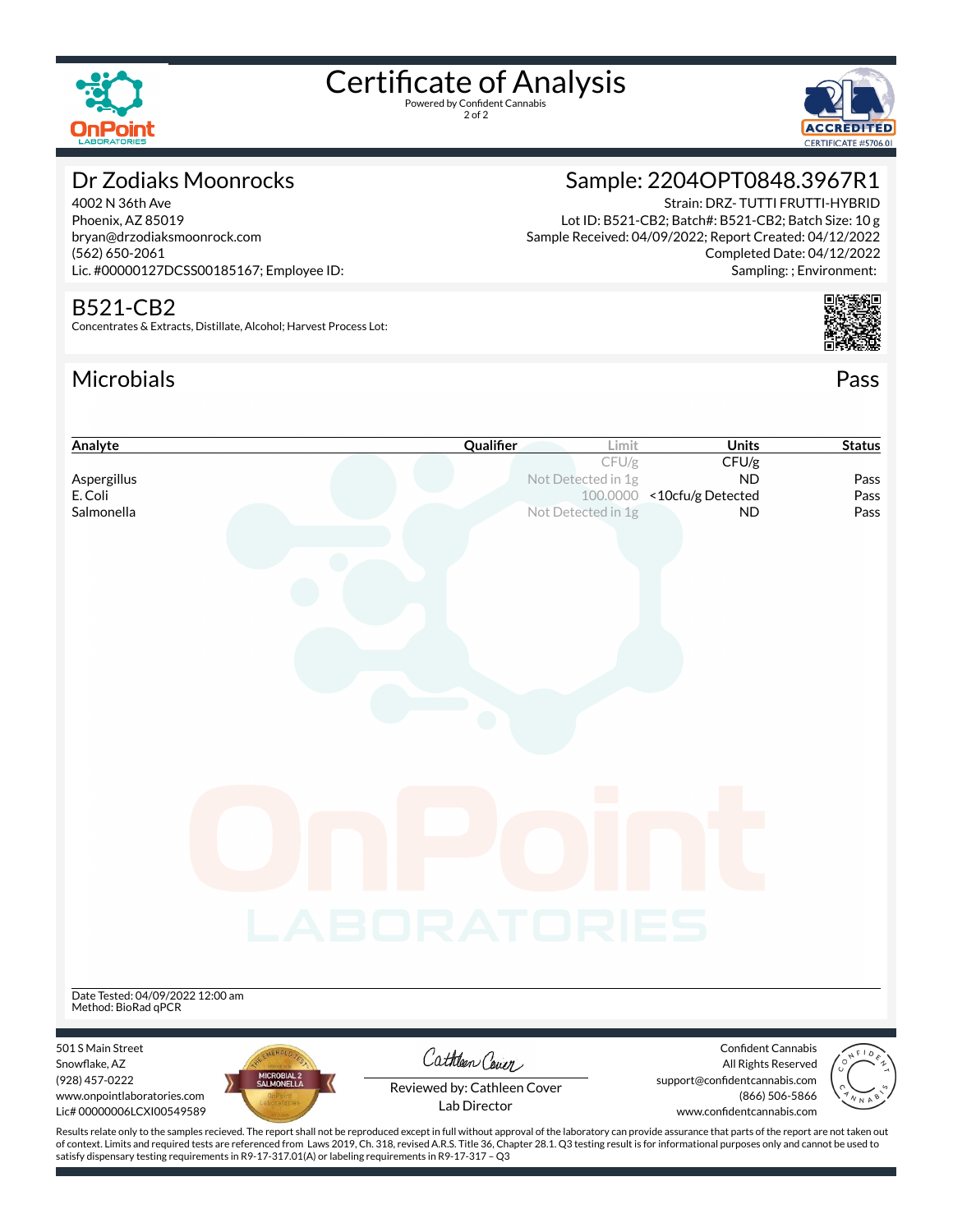# Certificate of Analysis

Powered by Confident Cannabis

## Dr Zodiaks Moonrocks

4002 N 36th Ave
Phoenix, AZ 85019
bryan@drzodiaksmoonrock.com
(562) 650-2061
Lic. #00000127DCSS00185167; Employee ID:

## Sample: 2204OPT0848.3967R1

Strain: DRZ- TUTTI FRUTTI-HYBRID
Lot ID: B521-CB2; Batch#: B521-CB2; Batch Size: 10 g
Sample Received: 04/09/2022; Report Created: 04/12/2022
Completed Date: 04/12/2022
Sampling: ; Environment:

## B521-CB2

Concentrates & Extracts, Distillate, Alcohol; Harvest Process Lot:

## Microbials

Pass

| Analyte | Qualifier | Limit | Units | Status |
|---|---|---|---|---|
| | | CFU/g | CFU/g | |
| Aspergillus | | Not Detected in 1g | ND | Pass |
| E. Coli | | 100.0000 | <10cfu/g Detected | Pass |
| Salmonella | | Not Detected in 1g | ND | Pass |

Date Tested: 04/09/2022 12:00 am
Method: BioRad qPCR

501 S Main Street
Snowflake, AZ
(928) 457-0222
www.onpointlaboratories.com
Lic# 00000006LCXI00549589

Reviewed by: Cathleen Cover
Lab Director

Confident Cannabis
All Rights Reserved
support@confidentcannabis.com
(866) 506-5866
www.confidentcannabis.com

Results relate only to the samples recieved. The report shall not be reproduced except in full without approval of the laboratory can provide assurance that parts of the report are not taken out of context. Limits and required tests are referenced from Laws 2019, Ch. 318, revised A.R.S. Title 36, Chapter 28.1. Q3 testing result is for informational purposes only and cannot be used to satisfy dispensary testing requirements in R9-17-317.01(A) or labeling requirements in R9-17-317 – Q3